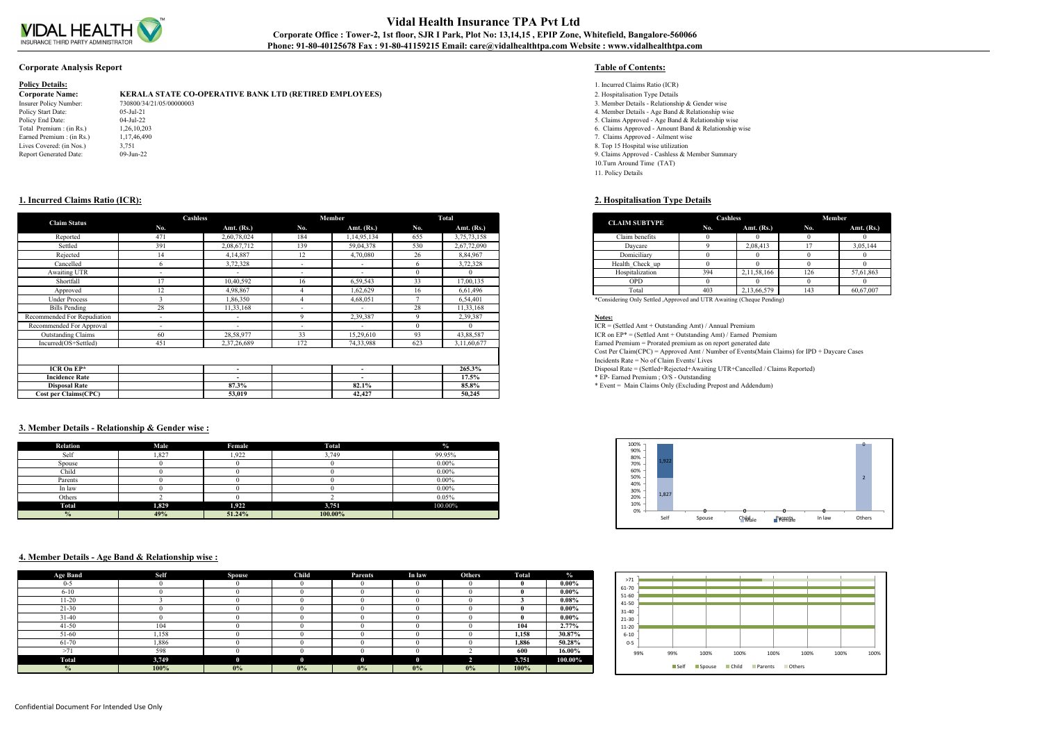# Vidal Health Insurance TPA Pvt Ltd

**Corporate Office : Tower-2, 1st floor, SJR I Park, Plot No: 13,14,15 , EPIP Zone, Whitefield, Bangalore-560066**
**Phone: 91-80-40125678 Fax : 91-80-41159215 Email: care@vidalhealthtpa.com Website : www.vidalhealthtpa.com**

## Corporate Analysis Report

**Policy Details:**

| | |
|---|---|
| **Corporate Name:** | **KERALA STATE CO-OPERATIVE BANK LTD (RETIRED EMPLOYEES)** |
| Insurer Policy Number: | 730800/34/21/05/00000003 |
| Policy Start Date: | 05-Jul-21 |
| Policy End Date: | 04-Jul-22 |
| Total Premium : (in Rs.) | 1,26,10,203 |
| Earned Premium : (in Rs.) | 1,17,46,490 |
| Lives Covered: (in Nos.) | 3,751 |
| Report Generated Date: | 09-Jun-22 |

## Table of Contents:

1. Incurred Claims Ratio (ICR)
2. Hospitalisation Type Details
3. Member Details - Relationship & Gender wise
4. Member Details - Age Band & Relationship wise
5. Claims Approved - Age Band & Relationship wise
6. Claims Approved - Amount Band & Relationship wise
7. Claims Approved - Ailment wise
8. Top 15 Hospital wise utilization
9. Claims Approved - Cashless & Member Summary
10. Turn Around Time (TAT)
11. Policy Details

## 1. Incurred Claims Ratio (ICR):

| Claim Status | Cashless | | Member | | Total | |
|---|---|---|---|---|---|---|
| | No. | Amt. (Rs.) | No. | Amt. (Rs.) | No. | Amt. (Rs.) |
| Reported | 471 | 2,60,78,024 | 184 | 1,14,95,134 | 655 | 3,75,73,158 |
| Settled | 391 | 2,08,67,712 | 139 | 59,04,378 | 530 | 2,67,72,090 |
| Rejected | 14 | 4,14,887 | 12 | 4,70,080 | 26 | 8,84,967 |
| Cancelled | 6 | 3,72,328 | - | - | 6 | 3,72,328 |
| Awaiting UTR | - | - | - | - | 0 | 0 |
| Shortfall | 17 | 10,40,592 | 16 | 6,59,543 | 33 | 17,00,135 |
| Approved | 12 | 4,98,867 | 4 | 1,62,629 | 16 | 6,61,496 |
| Under Process | 3 | 1,86,350 | 4 | 4,68,051 | 7 | 6,54,401 |
| Bills Pending | 28 | 11,33,168 | - | - | 28 | 11,33,168 |
| Recommended For Repudiation | - | - | 9 | 2,39,387 | 9 | 2,39,387 |
| Recommended For Approval | - | - | - | - | 0 | 0 |
| Outstanding Claims | 60 | 28,58,977 | 33 | 15,29,610 | 93 | 43,88,587 |
| Incurred(OS+Settled) | 451 | 2,37,26,689 | 172 | 74,33,988 | 623 | 3,11,60,677 |
| **ICR On EP*** | | - | | - | | **265.3%** |
| **Incidence Rate** | | - | | - | | **17.5%** |
| **Disposal Rate** | | **87.3%** | | **82.1%** | | **85.8%** |
| **Cost per Claims(CPC)** | | **53,019** | | **42,427** | | **50,245** |

## 2. Hospitalisation Type Details

| CLAIM SUBTYPE | Cashless | | Member | |
|---|---|---|---|---|
| | No. | Amt. (Rs.) | No. | Amt. (Rs.) |
| Claim benefits | 0 | 0 | 0 | 0 |
| Daycare | 9 | 2,08,413 | 17 | 3,05,144 |
| Domiciliary | 0 | 0 | 0 | 0 |
| Health_Check_up | 0 | 0 | 0 | 0 |
| Hospitalization | 394 | 2,11,58,166 | 126 | 57,61,863 |
| OPD | 0 | 0 | 0 | 0 |
| Total | 403 | 2,13,66,579 | 143 | 60,67,007 |

*Considering Only Settled ,Approved and UTR Awaiting (Cheque Pending)

**Notes:**

ICR = (Settled Amt + Outstanding Amt) / Annual Premium
ICR on EP* = (Settled Amt + Outstanding Amt) / Earned Premium
Earned Premium = Prorated premium as on report generated date
Cost Per Claim(CPC) = Approved Amt / Number of Events(Main Claims) for IPD + Daycare Cases
Incidents Rate = No of Claim Events/ Lives
Disposal Rate = (Settled+Rejected+Awaiting UTR+Cancelled / Claims Reported)
* EP- Earned Premium ; O/S - Outstanding
* Event = Main Claims Only (Excluding Prepost and Addendum)

## 3. Member Details - Relationship & Gender wise :

| Relation | Male | Female | Total | % |
|---|---|---|---|---|
| Self | 1,827 | 1,922 | 3,749 | 99.95% |
| Spouse | 0 | 0 | 0 | 0.00% |
| Child | 0 | 0 | 0 | 0.00% |
| Parents | 0 | 0 | 0 | 0.00% |
| In law | 0 | 0 | 0 | 0.00% |
| Others | 2 | 0 | 2 | 0.05% |
| **Total** | **1,829** | **1,922** | **3,751** | 100.00% |
| **%** | **49%** | **51.24%** | **100.00%** | |

## 4. Member Details - Age Band & Relationship wise :

| Age Band | Self | Spouse | Child | Parents | In law | Others | Total | % |
|---|---|---|---|---|---|---|---|---|
| 0-5 | 0 | 0 | 0 | 0 | 0 | 0 | **0** | **0.00%** |
| 6-10 | 0 | 0 | 0 | 0 | 0 | 0 | **0** | **0.00%** |
| 11-20 | 3 | 0 | 0 | 0 | 0 | 0 | **3** | **0.08%** |
| 21-30 | 0 | 0 | 0 | 0 | 0 | 0 | **0** | **0.00%** |
| 31-40 | 0 | 0 | 0 | 0 | 0 | 0 | **0** | **0.00%** |
| 41-50 | 104 | 0 | 0 | 0 | 0 | 0 | **104** | **2.77%** |
| 51-60 | 1,158 | 0 | 0 | 0 | 0 | 0 | **1,158** | **30.87%** |
| 61-70 | 1,886 | 0 | 0 | 0 | 0 | 0 | **1,886** | **50.28%** |
| >71 | 598 | 0 | 0 | 0 | 0 | 2 | **600** | **16.00%** |
| **Total** | **3,749** | **0** | **0** | **0** | **0** | **2** | **3,751** | **100.00%** |
| **%** | **100%** | **0%** | **0%** | **0%** | **0%** | **0%** | **100%** | |

Confidential Document For Intended Use Only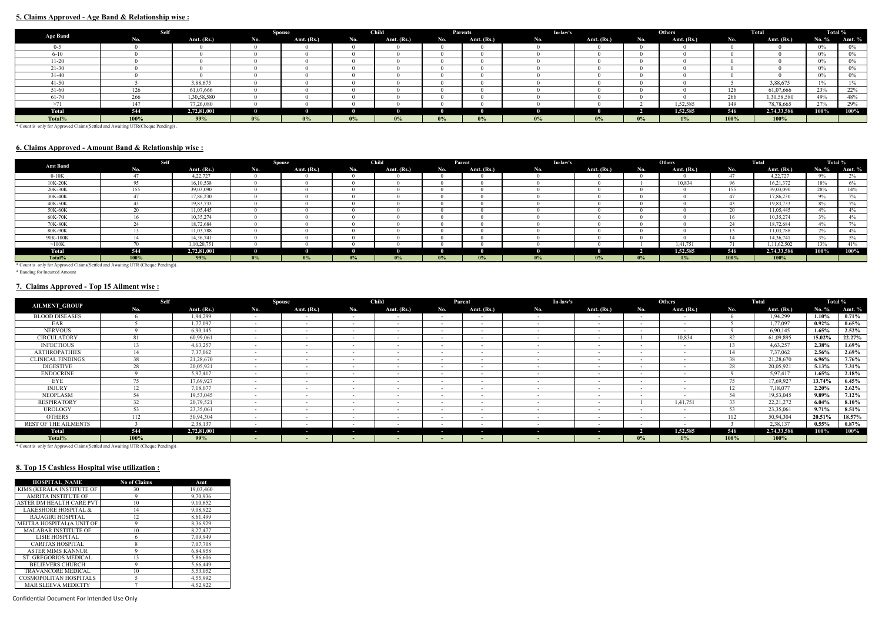## 5. Claims Approved - Age Band & Relationship wise :

| Age Band | Self | | Spouse | | Child | | Parents | | In-law's | | Others | | Total | | Total % | |
|---|---|---|---|---|---|---|---|---|---|---|---|---|---|---|---|---|
| | No. | Amt. (Rs.) | No. | Amt. (Rs.) | No. | Amt. (Rs.) | No. | Amt. (Rs.) | No. | Amt. (Rs.) | No. | Amt. (Rs.) | No. | Amt. (Rs.) | No. % | Amt. % |
| 0-5 | 0 | 0 | 0 | 0 | 0 | 0 | 0 | 0 | 0 | 0 | 0 | 0 | 0 | 0 | 0% | 0% |
| 6-10 | 0 | 0 | 0 | 0 | 0 | 0 | 0 | 0 | 0 | 0 | 0 | 0 | 0 | 0 | 0% | 0% |
| 11-20 | 0 | 0 | 0 | 0 | 0 | 0 | 0 | 0 | 0 | 0 | 0 | 0 | 0 | 0 | 0% | 0% |
| 21-30 | 0 | 0 | 0 | 0 | 0 | 0 | 0 | 0 | 0 | 0 | 0 | 0 | 0 | 0 | 0% | 0% |
| 31-40 | 0 | 0 | 0 | 0 | 0 | 0 | 0 | 0 | 0 | 0 | 0 | 0 | 0 | 0 | 0% | 0% |
| 41-50 | 5 | 3,88,675 | 0 | 0 | 0 | 0 | 0 | 0 | 0 | 0 | 0 | 0 | 5 | 3,88,675 | 1% | 1% |
| 51-60 | 126 | 61,07,666 | 0 | 0 | 0 | 0 | 0 | 0 | 0 | 0 | 0 | 0 | 126 | 61,07,666 | 23% | 22% |
| 61-70 | 266 | 1,30,58,580 | 0 | 0 | 0 | 0 | 0 | 0 | 0 | 0 | 0 | 0 | 266 | 1,30,58,580 | 49% | 48% |
| >71 | 147 | 77,26,080 | 0 | 0 | 0 | 0 | 0 | 0 | 0 | 0 | 2 | 1,52,585 | 149 | 78,78,665 | 27% | 29% |
| **Total** | **544** | **2,72,81,001** | **0** | **0** | **0** | **0** | **0** | **0** | **0** | **0** | **2** | **1,52,585** | **546** | **2,74,33,586** | **100%** | **100%** |
| **Total%** | **100%** | **99%** | **0%** | **0%** | **0%** | **0%** | **0%** | **0%** | **0%** | **0%** | **0%** | **1%** | **100%** | **100%** | | |

* Count is only for Approved Claims(Settled and Awaiting UTR(Cheque Pending)) .

## 6. Claims Approved - Amount Band & Relationship wise :

| Amt Band | Self | | Spouse | | Child | | Parent | | In-law's | | Others | | Total | | Total % | |
|---|---|---|---|---|---|---|---|---|---|---|---|---|---|---|---|---|
| | No. | Amt. (Rs.) | No. | Amt. (Rs.) | No. | Amt. (Rs.) | No. | Amt. (Rs.) | No. | Amt. (Rs.) | No. | Amt. (Rs.) | No. | Amt. (Rs.) | No. % | Amt. % |
| 0-10K | 47 | 4,22,727 | 0 | 0 | 0 | 0 | 0 | 0 | 0 | 0 | 0 | 0 | 47 | 4,22,727 | 9% | 2% |
| 10K-20K | 95 | 16,10,538 | 0 | 0 | 0 | 0 | 0 | 0 | 0 | 0 | 1 | 10,834 | 96 | 16,21,372 | 18% | 6% |
| 20K-30K | 155 | 39,03,090 | 0 | 0 | 0 | 0 | 0 | 0 | 0 | 0 | 0 | 0 | 155 | 39,03,090 | 28% | 14% |
| 30K-40K | 47 | 17,86,230 | 0 | 0 | 0 | 0 | 0 | 0 | 0 | 0 | 0 | 0 | 47 | 17,86,230 | 9% | 7% |
| 40K-50K | 43 | 19,83,733 | 0 | 0 | 0 | 0 | 0 | 0 | 0 | 0 | 0 | 0 | 43 | 19,83,733 | 8% | 7% |
| 50K-60K | 20 | 11,05,445 | 0 | 0 | 0 | 0 | 0 | 0 | 0 | 0 | 0 | 0 | 20 | 11,05,445 | 4% | 4% |
| 60K-70K | 16 | 10,35,274 | 0 | 0 | 0 | 0 | 0 | 0 | 0 | 0 | 0 | 0 | 16 | 10,35,274 | 3% | 4% |
| 70K-80K | 24 | 18,72,684 | 0 | 0 | 0 | 0 | 0 | 0 | 0 | 0 | 0 | 0 | 24 | 18,72,684 | 4% | 7% |
| 80K-90K | 13 | 11,03,788 | 0 | 0 | 0 | 0 | 0 | 0 | 0 | 0 | 0 | 0 | 13 | 11,03,788 | 2% | 4% |
| 90K-100K | 14 | 14,36,741 | 0 | 0 | 0 | 0 | 0 | 0 | 0 | 0 | 0 | 0 | 14 | 14,36,741 | 3% | 5% |
| >100K | 70 | 1,10,20,751 | 0 | 0 | 0 | 0 | 0 | 0 | 0 | 0 | 1 | 1,41,751 | 71 | 1,11,62,502 | 13% | 41% |
| **Total** | **544** | **2,72,81,001** | **0** | **0** | **0** | **0** | **0** | **0** | **0** | **0** | **2** | **1,52,585** | **546** | **2,74,33,586** | **100%** | **100%** |
| **Total%** | **100%** | **99%** | **0%** | **0%** | **0%** | **0%** | **0%** | **0%** | **0%** | **0%** | **0%** | **1%** | **100%** | **100%** | | |

* Count is only for Approved Claims(Settled and Awaiting UTR (Cheque Pending)) .

* Banding for Incurred Amount

## 7. Claims Approved - Top 15 Ailment wise :

| AILMENT_GROUP | Self | | Spouse | | Child | | Parent | | In-law's | | Others | | Total | | Total % | |
|---|---|---|---|---|---|---|---|---|---|---|---|---|---|---|---|---|
| | No. | Amt. (Rs.) | No. | Amt. (Rs.) | No. | Amt. (Rs.) | No. | Amt. (Rs.) | No. | Amt. (Rs.) | No. | Amt. (Rs.) | No. | Amt. (Rs.) | No. % | Amt. % |
| BLOOD DISEASES | 6 | 1,94,299 | - | - | - | - | - | - | - | - | - | - | 6 | 1,94,299 | 1.10% | 0.71% |
| EAR | 5 | 1,77,097 | - | - | - | - | - | - | - | - | - | - | 5 | 1,77,097 | 0.92% | 0.65% |
| NERVOUS | 9 | 6,90,145 | - | - | - | - | - | - | - | - | - | - | 9 | 6,90,145 | 1.65% | 2.52% |
| CIRCULATORY | 81 | 60,99,061 | - | - | - | - | - | - | - | - | 1 | 10,834 | 82 | 61,09,895 | 15.02% | 22.27% |
| INFECTIOUS | 13 | 4,63,257 | - | - | - | - | - | - | - | - | - | - | 13 | 4,63,257 | 2.38% | 1.69% |
| ARTHROPATHIES | 14 | 7,37,062 | - | - | - | - | - | - | - | - | - | - | 14 | 7,37,062 | 2.56% | 2.69% |
| CLINICAL FINDINGS | 38 | 21,28,670 | - | - | - | - | - | - | - | - | - | - | 38 | 21,28,670 | 6.96% | 7.76% |
| DIGESTIVE | 28 | 20,05,921 | - | - | - | - | - | - | - | - | - | - | 28 | 20,05,921 | 5.13% | 7.31% |
| ENDOCRINE | 9 | 5,97,417 | - | - | - | - | - | - | - | - | - | - | 9 | 5,97,417 | 1.65% | 2.18% |
| EYE | 75 | 17,69,927 | - | - | - | - | - | - | - | - | - | - | 75 | 17,69,927 | 13.74% | 6.45% |
| INJURY | 12 | 7,18,077 | - | - | - | - | - | - | - | - | - | - | 12 | 7,18,077 | 2.20% | 2.62% |
| NEOPLASM | 54 | 19,53,045 | - | - | - | - | - | - | - | - | - | - | 54 | 19,53,045 | 9.89% | 7.12% |
| RESPIRATORY | 32 | 20,79,521 | - | - | - | - | - | - | - | - | 1 | 1,41,751 | 33 | 22,21,272 | 6.04% | 8.10% |
| UROLOGY | 53 | 23,35,061 | - | - | - | - | - | - | - | - | - | - | 53 | 23,35,061 | 9.71% | 8.51% |
| OTHERS | 112 | 50,94,304 | - | - | - | - | - | - | - | - | - | - | 112 | 50,94,304 | 20.51% | 18.57% |
| REST OF THE AILMENTS | 3 | 2,38,137 | - | - | - | - | - | - | - | - | - | - | 3 | 2,38,137 | 0.55% | 0.87% |
| **Total** | **544** | **2,72,81,001** | **-** | **-** | **-** | **-** | **-** | **-** | **-** | **-** | **2** | **1,52,585** | **546** | **2,74,33,586** | **100%** | **100%** |
| **Total%** | **100%** | **99%** | **-** | **-** | **-** | **-** | **-** | **-** | **-** | **-** | **0%** | **1%** | **100%** | **100%** | | |

* Count is only for Approved Claims(Settled and Awaiting UTR (Cheque Pending)) .

## 8. Top 15 Cashless Hospital wise utilization :

| HOSPITAL_NAME | No of Claims | Amt |
|---|---|---|
| KIMS (KERALA INSTITUTE OF | 30 | 19,03,460 |
| AMRITA INSTITUTE OF | 9 | 9,70,936 |
| ASTER DM HEALTH CARE PVT | 10 | 9,10,652 |
| LAKESHORE HOSPITAL & | 14 | 9,08,922 |
| RAJAGIRI HOSPITAL | 12 | 8,61,499 |
| MEITRA HOSPITAL(A UNIT OF | 9 | 8,36,929 |
| MALABAR INSTITUTE OF | 10 | 8,27,477 |
| LISIE HOSPITAL | 6 | 7,09,949 |
| CARITAS HOSPITAL | 8 | 7,07,708 |
| ASTER MIMS KANNUR | 9 | 6,84,958 |
| ST. GREGORIOS MEDICAL | 13 | 5,86,606 |
| BELIEVERS CHURCH | 9 | 5,66,449 |
| TRAVANCORE MEDICAL | 10 | 5,53,052 |
| COSMOPOLITAN HOSPITALS | 5 | 4,55,992 |
| MAR SLEEVA MEDICITY | 7 | 4,52,922 |

Confidential Document For Intended Use Only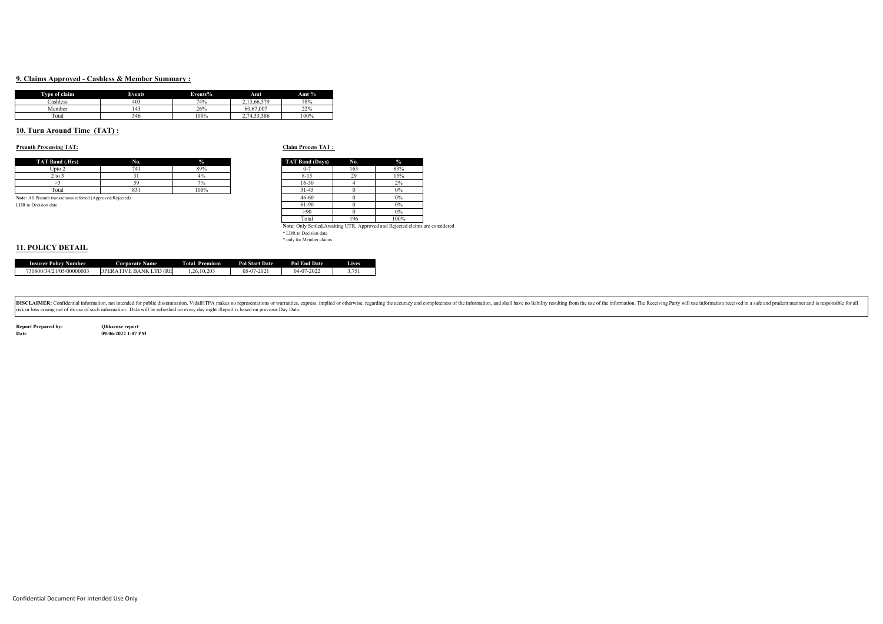## 9. Claims Approved - Cashless & Member Summary :

| Type of claim | Events | Events% | Amt | Amt % |
|---|---|---|---|---|
| Cashless | 403 | 74% | 2,13,66,579 | 78% |
| Member | 143 | 26% | 60,67,007 | 22% |
| Total | 546 | 100% | 2,74,33,586 | 100% |

## 10. Turn Around Time (TAT) :

**Preauth Processing TAT:**

| TAT Band (.Hrs) | No. | % |
|---|---|---|
| Upto 2 | 741 | 89% |
| 2 to 3 | 31 | 4% |
| >3 | 59 | 7% |
| Total | 831 | 100% |

**Note:** All Preauth transactions referred (Approved/Rejected)

LDR to Decision date

**Claim Process TAT :**

| TAT Band (Days) | No. | % |
|---|---|---|
| 0-7 | 163 | 83% |
| 8-15 | 29 | 15% |
| 16-30 | 4 | 2% |
| 31-45 | 0 | 0% |
| 46-60 | 0 | 0% |
| 61-90 | 0 | 0% |
| >90 | 0 | 0% |
| Total | 196 | 100% |

**Note:** Only Settled,Awaiting UTR, Approved and Rejected claims are considered

* LDR to Decision date

* only for Member claims

## 11. POLICY DETAIL

| Insurer Policy Number | Corporate Name | Total Premium | Pol Start Date | Pol End Date | Lives |
|---|---|---|---|---|---|
| 730800/34/21/05/00000003 | OPERATIVE BANK LTD (RE | 1,26,10,203 | 05-07-2021 | 04-07-2022 | 3,751 |

**DISCLAIMER:** Confidential information, not intended for public dissemination. VidalHTPA makes no representations or warranties, express, implied or otherwise, regarding the accuracy and completeness of the information, and shall have no liability resulting from the use of the information. The Receiving Party will use information received in a safe and prudent manner and is responsible for all risk or loss arising out of its use of such information. Data will be refreshed on every day night .Report is based on previous Day Data.

**Report Prepared by:** **Qliksense report**

**Date** **09-06-2022 1:07 PM**

Confidential Document For Intended Use Only